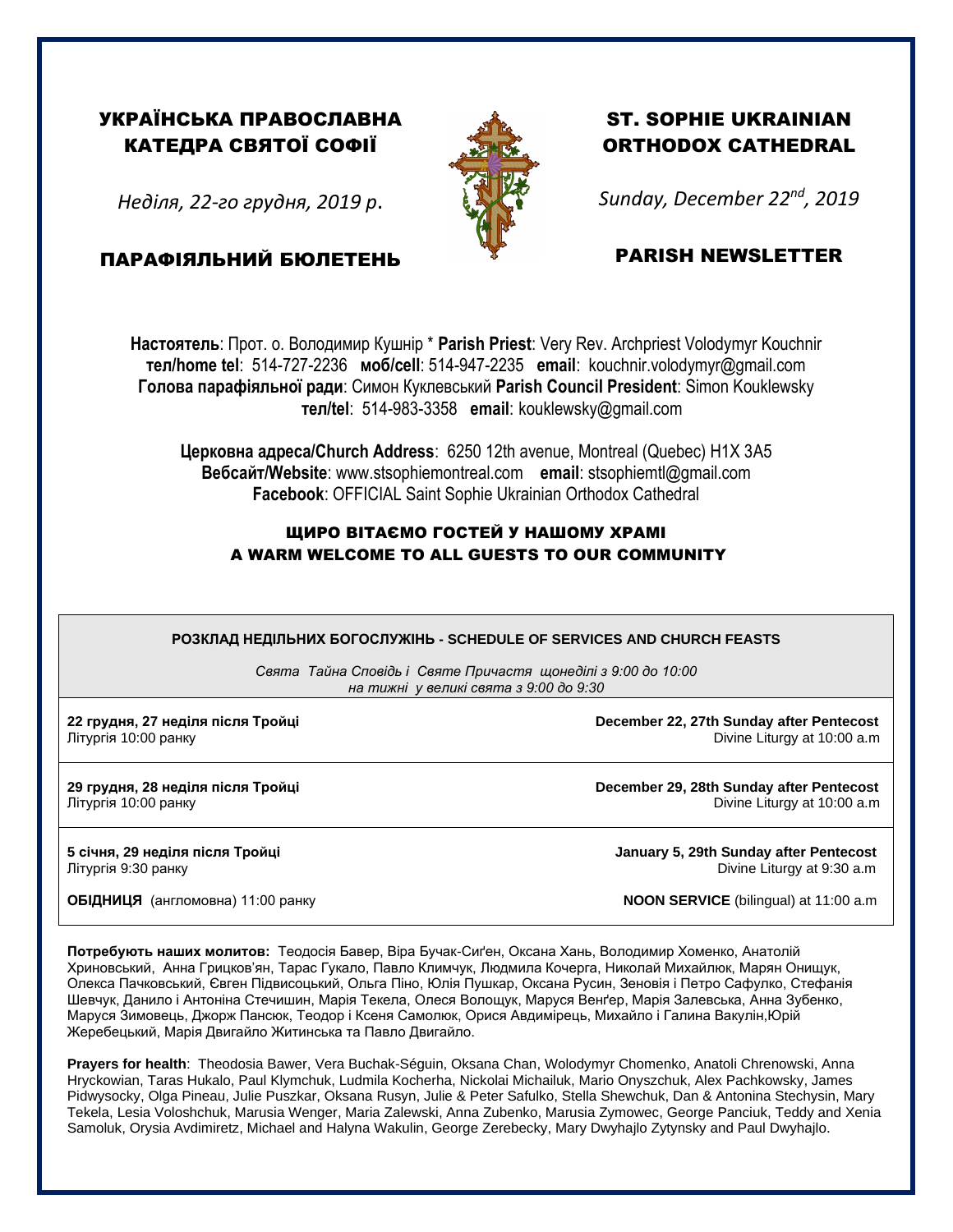# УКРАЇНСЬКА ПРАВОСЛАВНА КАТЕДРА СВЯТОЇ СОФІЇ

*Неділя, 22-го грудня, 2019 р.*

## ПАРАФІЯЛЬНИЙ БЮЛЕТЕНЬ

# ST. SOPHIE UKRAINIAN ORTHODOX CATHEDRAL

*Sunday, December 22nd, 2019*

## PARISH NEWSLETTER

**Настоятель**: Прот. о. Володимир Кушнір * **Parish Priest**: Very Rev. Archpriest Volodymyr Kouchnir
**тел/home tel**: 514-727-2236 **моб/cell**: 514-947-2235 **email**: kouchnir.volodymyr@gmail.com
**Голова парафіяльної ради**: Симон Куклевський **Parish Council President**: Simon Kouklewsky
**тел/tel**: 514-983-3358 **email**: kouklewsky@gmail.com

**Церковна адреса/Church Address**: 6250 12th avenue, Montreal (Quebec) H1X 3A5
**Вебсайт/Website**: www.stsophiemontreal.com **email**: stsophiemtl@gmail.com
**Facebook**: OFFICIAL Saint Sophie Ukrainian Orthodox Cathedral

### ЩИРО ВІТАЄМО ГОСТЕЙ У НАШОМУ ХРАМІ
### A WARM WELCOME TO ALL GUESTS TO OUR COMMUNITY

**РОЗКЛАД НЕДІЛЬНИХ БОГОСЛУЖІНЬ - SCHEDULE OF SERVICES AND CHURCH FEASTS**

*Свята Тайна Сповідь і Святе Причастя щонеділі з 9:00 до 10:00*
*на тижні у великі свята з 9:00 до 9:30*

**22 грудня, 27 неділя після Тройці**
Літургія 10:00 ранку

**December 22, 27th Sunday after Pentecost**
Divine Liturgy at 10:00 a.m

**29 грудня, 28 неділя після Тройці**
Літургія 10:00 ранку

**December 29, 28th Sunday after Pentecost**
Divine Liturgy at 10:00 a.m

**5 січня, 29 неділя після Тройці**
Літургія 9:30 ранку

**ОБІДНИЦЯ** (англомовна) 11:00 ранку

**January 5, 29th Sunday after Pentecost**
Divine Liturgy at 9:30 a.m

**NOON SERVICE** (bilingual) at 11:00 a.m

**Потребують наших молитов:** Теодосія Бавер, Віра Бучак-Сиґен, Оксана Хань, Володимир Хоменко, Анатолій Хриновський, Анна Грицков'ян, Тарас Гукало, Павло Климчук, Людмила Кочерга, Николай Михайлюк, Марян Онищук, Олекса Пачковський, Євген Підвисоцький, Ольга Піно, Юлія Пушкар, Оксана Русин, Зеновія і Петро Сафулко, Стефанія Шевчук, Данило і Антоніна Стечишин, Марія Текела, Олеся Волощук, Маруся Венґер, Марія Залевська, Анна Зубенко, Маруся Зимовець, Джорж Пансюк, Теодор і Ксеня Самолюк, Орися Авдимірець, Михайло і Галина Вакулін,Юрій Жеребецький, Марія Двигайло Житинська та Павло Двигайло.

**Prayers for health**: Theodosia Bawer, Vera Buchak-Séguin, Oksana Chan, Wolodymyr Chomenko, Anatoli Chrenowski, Anna Hryckowian, Taras Hukalo, Paul Klymchuk, Ludmila Kocherha, Nickolai Michailuk, Mario Onyszchuk, Alex Pachkowsky, James Pidwysocky, Olga Pineau, Julie Puszkar, Oksana Rusyn, Julie & Peter Safulko, Stella Shewchuk, Dan & Antonina Stechysin, Mary Tekela, Lesia Voloshchuk, Marusia Wenger, Maria Zalewski, Anna Zubenko, Marusia Zymowec, George Panciuk, Teddy and Xenia Samoluk, Orysia Avdimiretz, Michael and Halyna Wakulin, George Zerebecky, Mary Dwyhajlo Zytynsky and Paul Dwyhajlo.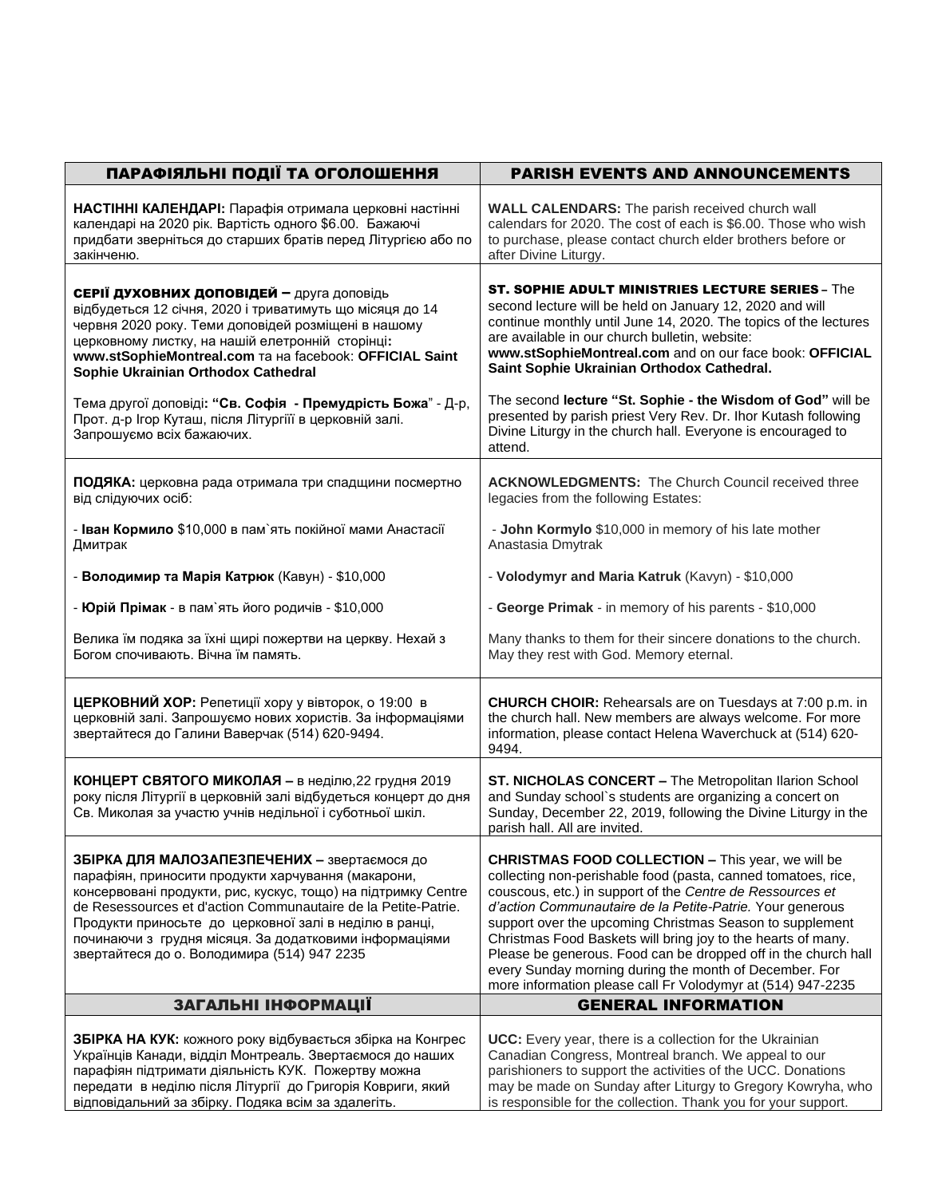| ПАРАФІЯЛЬНІ ПОДІЇ ТА ОГОЛОШЕННЯ | PARISH EVENTS AND ANNOUNCEMENTS |
|---|---|
| **НАСТІННІ КАЛЕНДАРІ:** Парафія отримала церковні настінні календарі на 2020 рік. Вартість одного $6.00. Бажаючі придбати зверніться до старших братів перед Літургією або по закінченю. | **WALL CALENDARS:** The parish received church wall calendars for 2020. The cost of each is $6.00. Those who wish to purchase, please contact church elder brothers before or after Divine Liturgy. |
| **СЕРІЇ ДУХОВНИХ ДОПОВІДЕЙ –** друга доповідь відбудеться 12 січня, 2020 і триватимуть що місяця до 14 червня 2020 року. Теми доповідей розміщені в нашому церковному листку, на нашій елетронній сторінці**:** **www.stSophieMontreal.com** та на facebook: **OFFICIAL Saint Sophie Ukrainian Orthodox Cathedral**<br><br>Тема другої доповіді**: "Св. Софія - Премудрість Божа**" - Д-р, Прот. д-р Ігор Куташ, після Літургіїї в церковній залі. Запрошуємо всіх бажаючих. | **ST. SOPHIE ADULT MINISTRIES LECTURE SERIES** – The second lecture will be held on January 12, 2020 and will continue monthly until June 14, 2020. The topics of the lectures are available in our church bulletin, website: **www.stSophieMontreal.com** and on our face book: **OFFICIAL Saint Sophie Ukrainian Orthodox Cathedral.**<br><br>The second **lecture "St. Sophie - the Wisdom of God"** will be presented by parish priest Very Rev. Dr. Ihor Kutash following Divine Liturgy in the church hall. Everyone is encouraged to attend. |
| **ПОДЯКА:** церковна рада отримала три спадщини посмертно від слідуючих осіб:<br><br>- **Іван Кормило** $10,000 в пам`ять покійної мами Анастасії Дмитрак<br><br>- **Володимир та Марія Катрюк** (Кавун) - $10,000<br><br>- **Юрій Прімак** - в пам`ять його родичів - $10,000<br><br>Велика їм подяка за їхні щирі пожертви на церкву. Нехай з Богом спочивають. Вічна їм память. | **ACKNOWLEDGMENTS:** The Church Council received three legacies from the following Estates:<br><br>- **John Kormylo** $10,000 in memory of his late mother Anastasia Dmytrak<br><br>- **Volodymyr and Maria Katruk** (Kavyn) - $10,000<br><br>- **George Primak** - in memory of his parents - $10,000<br><br>Many thanks to them for their sincere donations to the church. May they rest with God. Memory eternal. |
| **ЦЕРКОВНИЙ ХОР:** Репетиції хору у вівторок, о 19:00 в церковний залі. Запрошуємо нових хористів. За інформаціями звертайтеся до Галини Ваверчак (514) 620-9494. | **CHURCH CHOIR:** Rehearsals are on Tuesdays at 7:00 p.m. in the church hall. New members are always welcome. For more information, please contact Helena Waverchuck at (514) 620-9494. |
| **КОНЦЕРТ СВЯТОГО МИКОЛАЯ –** в неділю,22 грудня 2019 року після Літургії в церковній залі відбудеться концерт до дня Св. Миколая за участю учнів недільної і суботньої шкіл. | **ST. NICHOLAS CONCERT –** The Metropolitan Ilarion School and Sunday school`s students are organizing a concert on Sunday, December 22, 2019, following the Divine Liturgy in the parish hall. All are invited. |
| **ЗБІРКА ДЛЯ МАЛОЗАПЕЗПЕЧЕНИХ –** звертаємося до парафіян, приносити продукти харчування (макарони, консервовані продукти, рис, кускус, тощо) на підтримку Centre de Resessources et d'action Communautaire de la Petite-Patrie. Продукти приносьте до церковної залі в неділю в ранці, починаючи з грудня місяця. За додатковими інформаціями звертайтеся до о. Володимира (514) 947 2235 | **CHRISTMAS FOOD COLLECTION –** This year, we will be collecting non-perishable food (pasta, canned tomatoes, rice, couscous, etc.) in support of the *Centre de Ressources et d'action Communautaire de la Petite-Patrie.* Your generous support over the upcoming Christmas Season to supplement Christmas Food Baskets will bring joy to the hearts of many. Please be generous. Food can be dropped off in the church hall every Sunday morning during the month of December. For more information please call Fr Volodymyr at (514) 947-2235 |
| **ЗАГАЛЬНІ ІНФОРМАЦІЇ** | **GENERAL INFORMATION** |
| **ЗБІРКА НА КУК:** кожного року відбувається збірка на Конгрес Українців Канади, відділ Монтреаль. Звертаємося до наших парафіян підтримати діяльність КУК. Пожертву можна передати в неділю після Літургії до Григорія Ковриги, який відповідальний за збірку. Подяка всім за здалегіть. | **UCC:** Every year, there is a collection for the Ukrainian Canadian Congress, Montreal branch. We appeal to our parishioners to support the activities of the UCC. Donations may be made on Sunday after Liturgy to Gregory Kowryha, who is responsible for the collection. Thank you for your support. |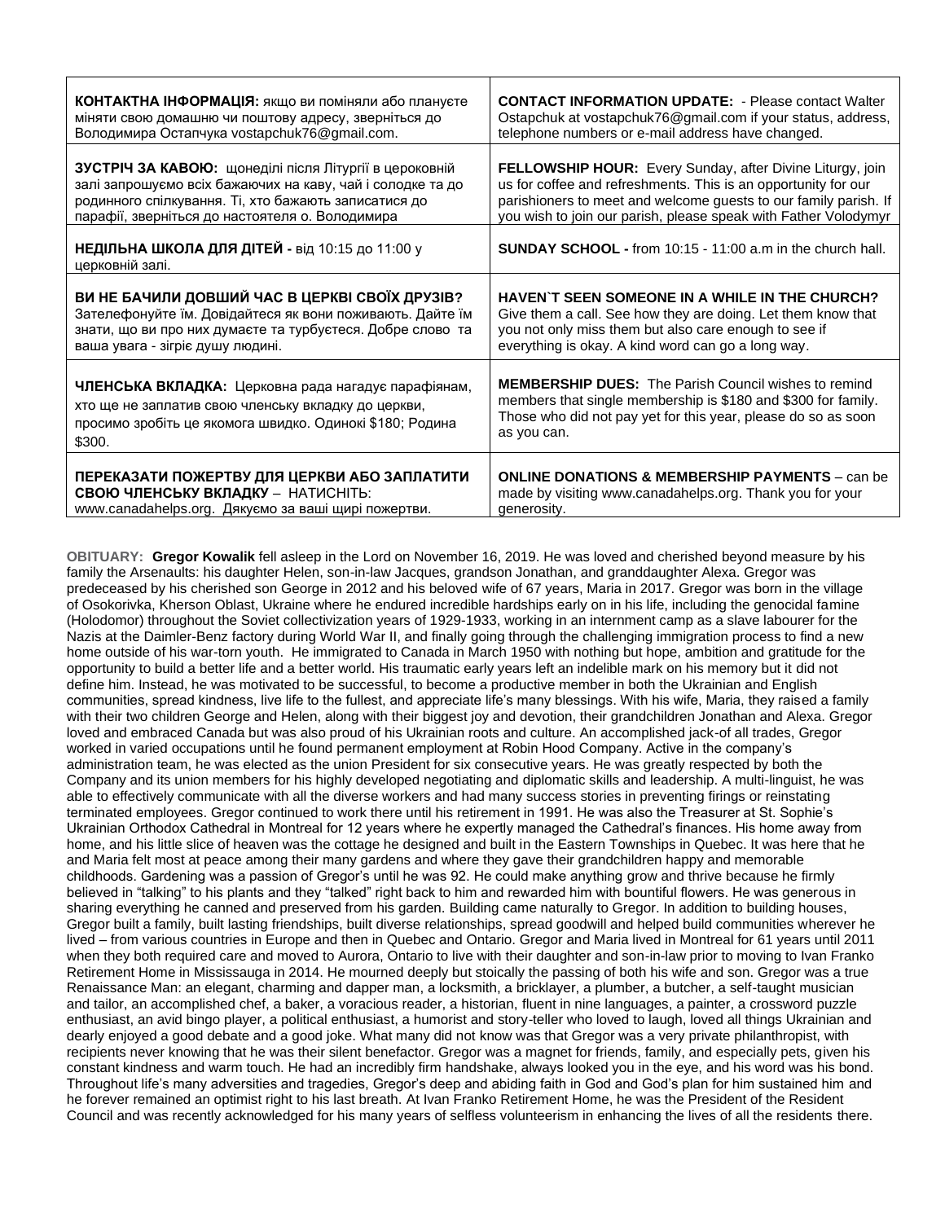| | |
|---|---|
| **КОНТАКТНА ІНФОРМАЦІЯ:** якщо ви поміняли або плануєте міняти свою домашню чи поштову адресу, зверніться до Володимира Остапчука vostapchuk76@gmail.com. | **CONTACT INFORMATION UPDATE:** - Please contact Walter Ostapchuk at vostapchuk76@gmail.com if your status, address, telephone numbers or e-mail address have changed. |
| **ЗУСТРІЧ ЗА КАВОЮ:** щонеділі після Літургії в церковній залі запрошуємо всіх бажаючих на каву, чай і солодке та до родинного спілкування. Ті, хто бажають записатися до парафії, зверніться до настоятеля о. Володимира | **FELLOWSHIP HOUR:** Every Sunday, after Divine Liturgy, join us for coffee and refreshments. This is an opportunity for our parishioners to meet and welcome guests to our family parish. If you wish to join our parish, please speak with Father Volodymyr |
| **НЕДІЛЬНА ШКОЛА ДЛЯ ДІТЕЙ -** від 10:15 до 11:00 у церковній залі. | **SUNDAY SCHOOL -** from 10:15 - 11:00 a.m in the church hall. |
| **ВИ НЕ БАЧИЛИ ДОВШИЙ ЧАС В ЦЕРКВІ СВОЇХ ДРУЗІВ?** Зателефонуйте їм. Довідайтеся як вони поживають. Дайте їм знати, що ви про них думаєте та турбуєтеся. Добре слово та ваша увага - зігріє душу людині. | **HAVEN`T SEEN SOMEONE IN A WHILE IN THE CHURCH?** Give them a call. See how they are doing. Let them know that you not only miss them but also care enough to see if everything is okay. A kind word can go a long way. |
| **ЧЛЕНСЬКА ВКЛАДКА:** Церковна рада нагадує парафіянам, хто ще не заплатив свою членську вкладку до церкви, просимо зробіть це якомога швидко. Одинокі $180; Родина $300. | **MEMBERSHIP DUES:** The Parish Council wishes to remind members that single membership is $180 and $300 for family. Those who did not pay yet for this year, please do so as soon as you can. |
| **ПЕРЕКАЗАТИ ПОЖЕРТВУ ДЛЯ ЦЕРКВИ АБО ЗАПЛАТИТИ СВОЮ ЧЛЕНСЬКУ ВКЛАДКУ** – НАТИСНІТЬ: www.canadahelps.org. Дякуємо за ваші щирі пожертви. | **ONLINE DONATIONS & MEMBERSHIP PAYMENTS** – can be made by visiting www.canadahelps.org. Thank you for your generosity. |

**OBITUARY: Gregor Kowalik** fell asleep in the Lord on November 16, 2019. He was loved and cherished beyond measure by his family the Arsenaults: his daughter Helen, son-in-law Jacques, grandson Jonathan, and granddaughter Alexa. Gregor was predeceased by his cherished son George in 2012 and his beloved wife of 67 years, Maria in 2017. Gregor was born in the village of Osokorivka, Kherson Oblast, Ukraine where he endured incredible hardships early on in his life, including the genocidal famine (Holodomor) throughout the Soviet collectivization years of 1929-1933, working in an internment camp as a slave labourer for the Nazis at the Daimler-Benz factory during World War II, and finally going through the challenging immigration process to find a new home outside of his war-torn youth. He immigrated to Canada in March 1950 with nothing but hope, ambition and gratitude for the opportunity to build a better life and a better world. His traumatic early years left an indelible mark on his memory but it did not define him. Instead, he was motivated to be successful, to become a productive member in both the Ukrainian and English communities, spread kindness, live life to the fullest, and appreciate life's many blessings. With his wife, Maria, they raised a family with their two children George and Helen, along with their biggest joy and devotion, their grandchildren Jonathan and Alexa. Gregor loved and embraced Canada but was also proud of his Ukrainian roots and culture. An accomplished jack-of all trades, Gregor worked in varied occupations until he found permanent employment at Robin Hood Company. Active in the company's administration team, he was elected as the union President for six consecutive years. He was greatly respected by both the Company and its union members for his highly developed negotiating and diplomatic skills and leadership. A multi-linguist, he was able to effectively communicate with all the diverse workers and had many success stories in preventing firings or reinstating terminated employees. Gregor continued to work there until his retirement in 1991. He was also the Treasurer at St. Sophie's Ukrainian Orthodox Cathedral in Montreal for 12 years where he expertly managed the Cathedral's finances. His home away from home, and his little slice of heaven was the cottage he designed and built in the Eastern Townships in Quebec. It was here that he and Maria felt most at peace among their many gardens and where they gave their grandchildren happy and memorable childhoods. Gardening was a passion of Gregor's until he was 92. He could make anything grow and thrive because he firmly believed in "talking" to his plants and they "talked" right back to him and rewarded him with bountiful flowers. He was generous in sharing everything he canned and preserved from his garden. Building came naturally to Gregor. In addition to building houses, Gregor built a family, built lasting friendships, built diverse relationships, spread goodwill and helped build communities wherever he lived – from various countries in Europe and then in Quebec and Ontario. Gregor and Maria lived in Montreal for 61 years until 2011 when they both required care and moved to Aurora, Ontario to live with their daughter and son-in-law prior to moving to Ivan Franko Retirement Home in Mississauga in 2014. He mourned deeply but stoically the passing of both his wife and son. Gregor was a true Renaissance Man: an elegant, charming and dapper man, a locksmith, a bricklayer, a plumber, a butcher, a self-taught musician and tailor, an accomplished chef, a baker, a voracious reader, a historian, fluent in nine languages, a painter, a crossword puzzle enthusiast, an avid bingo player, a political enthusiast, a humorist and story-teller who loved to laugh, loved all things Ukrainian and dearly enjoyed a good debate and a good joke. What many did not know was that Gregor was a very private philanthropist, with recipients never knowing that he was their silent benefactor. Gregor was a magnet for friends, family, and especially pets, given his constant kindness and warm touch. He had an incredibly firm handshake, always looked you in the eye, and his word was his bond. Throughout life's many adversities and tragedies, Gregor's deep and abiding faith in God and God's plan for him sustained him and he forever remained an optimist right to his last breath. At Ivan Franko Retirement Home, he was the President of the Resident Council and was recently acknowledged for his many years of selfless volunteerism in enhancing the lives of all the residents there.